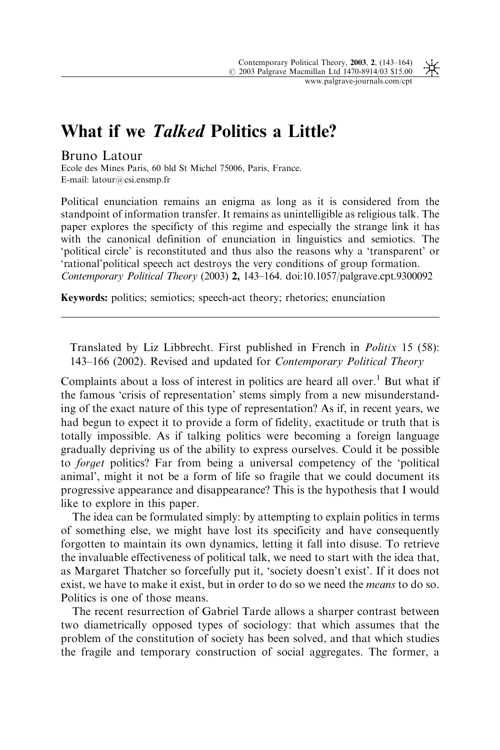# What if we *Talked* Politics a Little?

Bruno Latour

Ecole des Mines Paris, 60 bld St Michel 75006, Paris, France.
E-mail: latour@csi.ensmp.fr

Political enunciation remains an enigma as long as it is considered from the standpoint of information transfer. It remains as unintelligible as religious talk. The paper explores the specificty of this regime and especially the strange link it has with the canonical definition of enunciation in linguistics and semiotics. The 'political circle' is reconstituted and thus also the reasons why a 'transparent' or 'rational'political speech act destroys the very conditions of group formation.
*Contemporary Political Theory* (2003) **2,** 143–164. doi:10.1057/palgrave.cpt.9300092

**Keywords:** politics; semiotics; speech-act theory; rhetorics; enunciation

---

Translated by Liz Libbrecht. First published in French in *Politix* 15 (58): 143–166 (2002). Revised and updated for *Contemporary Political Theory*

Complaints about a loss of interest in politics are heard all over.[1] But what if the famous 'crisis of representation' stems simply from a new misunderstanding of the exact nature of this type of representation? As if, in recent years, we had begun to expect it to provide a form of fidelity, exactitude or truth that is totally impossible. As if talking politics were becoming a foreign language gradually depriving us of the ability to express ourselves. Could it be possible to *forget* politics? Far from being a universal competency of the 'political animal', might it not be a form of life so fragile that we could document its progressive appearance and disappearance? This is the hypothesis that I would like to explore in this paper.

The idea can be formulated simply: by attempting to explain politics in terms of something else, we might have lost its specificity and have consequently forgotten to maintain its own dynamics, letting it fall into disuse. To retrieve the invaluable effectiveness of political talk, we need to start with the idea that, as Margaret Thatcher so forcefully put it, 'society doesn't exist'. If it does not exist, we have to make it exist, but in order to do so we need the *means* to do so. Politics is one of those means.

The recent resurrection of Gabriel Tarde allows a sharper contrast between two diametrically opposed types of sociology: that which assumes that the problem of the constitution of society has been solved, and that which studies the fragile and temporary construction of social aggregates. The former, a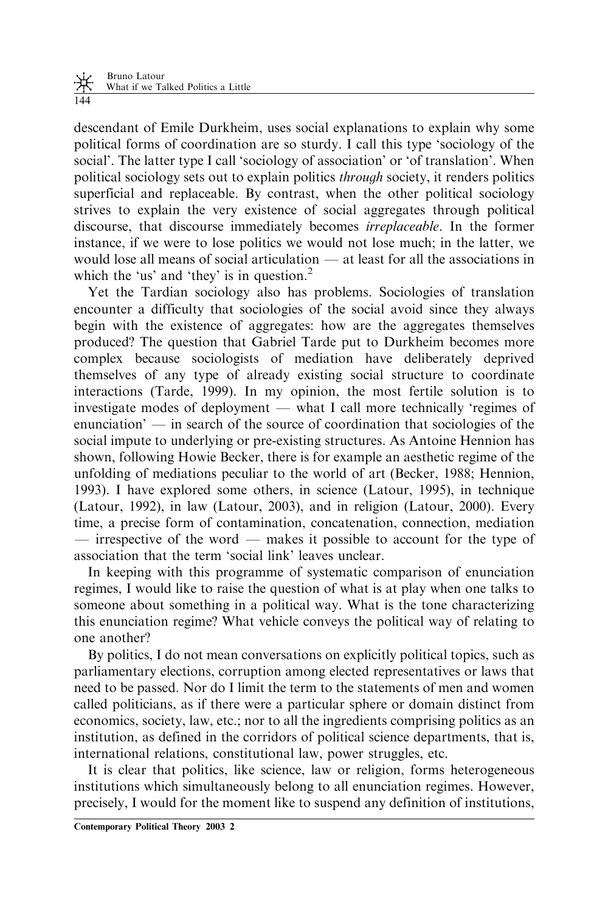descendant of Emile Durkheim, uses social explanations to explain why some political forms of coordination are so sturdy. I call this type 'sociology of the social'. The latter type I call 'sociology of association' or 'of translation'. When political sociology sets out to explain politics *through* society, it renders politics superficial and replaceable. By contrast, when the other political sociology strives to explain the very existence of social aggregates through political discourse, that discourse immediately becomes *irreplaceable*. In the former instance, if we were to lose politics we would not lose much; in the latter, we would lose all means of social articulation — at least for all the associations in which the 'us' and 'they' is in question.[2]

Yet the Tardian sociology also has problems. Sociologies of translation encounter a difficulty that sociologies of the social avoid since they always begin with the existence of aggregates: how are the aggregates themselves produced? The question that Gabriel Tarde put to Durkheim becomes more complex because sociologists of mediation have deliberately deprived themselves of any type of already existing social structure to coordinate interactions (Tarde, 1999). In my opinion, the most fertile solution is to investigate modes of deployment — what I call more technically 'regimes of enunciation' — in search of the source of coordination that sociologies of the social impute to underlying or pre-existing structures. As Antoine Hennion has shown, following Howie Becker, there is for example an aesthetic regime of the unfolding of mediations peculiar to the world of art (Becker, 1988; Hennion, 1993). I have explored some others, in science (Latour, 1995), in technique (Latour, 1992), in law (Latour, 2003), and in religion (Latour, 2000). Every time, a precise form of contamination, concatenation, connection, mediation — irrespective of the word — makes it possible to account for the type of association that the term 'social link' leaves unclear.

In keeping with this programme of systematic comparison of enunciation regimes, I would like to raise the question of what is at play when one talks to someone about something in a political way. What is the tone characterizing this enunciation regime? What vehicle conveys the political way of relating to one another?

By politics, I do not mean conversations on explicitly political topics, such as parliamentary elections, corruption among elected representatives or laws that need to be passed. Nor do I limit the term to the statements of men and women called politicians, as if there were a particular sphere or domain distinct from economics, society, law, etc.; nor to all the ingredients comprising politics as an institution, as defined in the corridors of political science departments, that is, international relations, constitutional law, power struggles, etc.

It is clear that politics, like science, law or religion, forms heterogeneous institutions which simultaneously belong to all enunciation regimes. However, precisely, I would for the moment like to suspend any definition of institutions,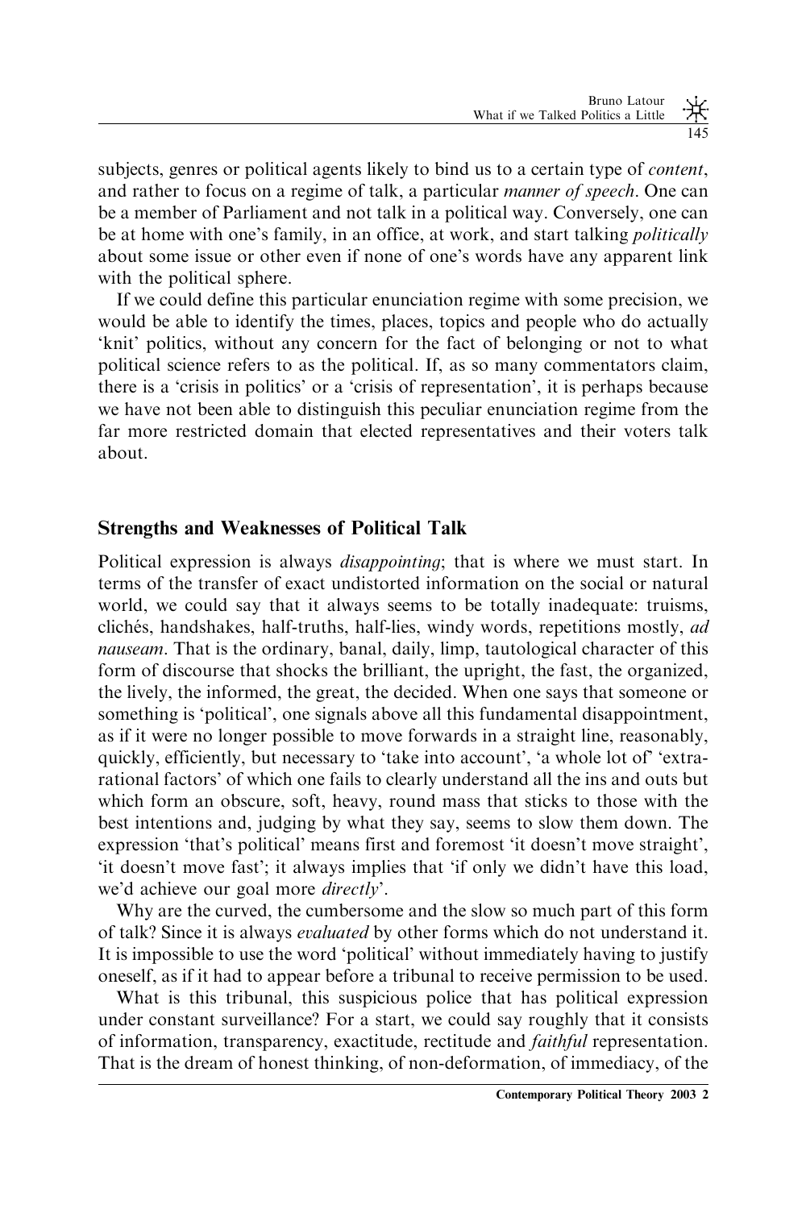subjects, genres or political agents likely to bind us to a certain type of *content*, and rather to focus on a regime of talk, a particular *manner of speech*. One can be a member of Parliament and not talk in a political way. Conversely, one can be at home with one's family, in an office, at work, and start talking *politically* about some issue or other even if none of one's words have any apparent link with the political sphere.

If we could define this particular enunciation regime with some precision, we would be able to identify the times, places, topics and people who do actually 'knit' politics, without any concern for the fact of belonging or not to what political science refers to as the political. If, as so many commentators claim, there is a 'crisis in politics' or a 'crisis of representation', it is perhaps because we have not been able to distinguish this peculiar enunciation regime from the far more restricted domain that elected representatives and their voters talk about.

## Strengths and Weaknesses of Political Talk

Political expression is always *disappointing*; that is where we must start. In terms of the transfer of exact undistorted information on the social or natural world, we could say that it always seems to be totally inadequate: truisms, clichés, handshakes, half-truths, half-lies, windy words, repetitions mostly, *ad nauseam*. That is the ordinary, banal, daily, limp, tautological character of this form of discourse that shocks the brilliant, the upright, the fast, the organized, the lively, the informed, the great, the decided. When one says that someone or something is 'political', one signals above all this fundamental disappointment, as if it were no longer possible to move forwards in a straight line, reasonably, quickly, efficiently, but necessary to 'take into account', 'a whole lot of' 'extra-rational factors' of which one fails to clearly understand all the ins and outs but which form an obscure, soft, heavy, round mass that sticks to those with the best intentions and, judging by what they say, seems to slow them down. The expression 'that's political' means first and foremost 'it doesn't move straight', 'it doesn't move fast'; it always implies that 'if only we didn't have this load, we'd achieve our goal more *directly*'.

Why are the curved, the cumbersome and the slow so much part of this form of talk? Since it is always *evaluated* by other forms which do not understand it. It is impossible to use the word 'political' without immediately having to justify oneself, as if it had to appear before a tribunal to receive permission to be used.

What is this tribunal, this suspicious police that has political expression under constant surveillance? For a start, we could say roughly that it consists of information, transparency, exactitude, rectitude and *faithful* representation. That is the dream of honest thinking, of non-deformation, of immediacy, of the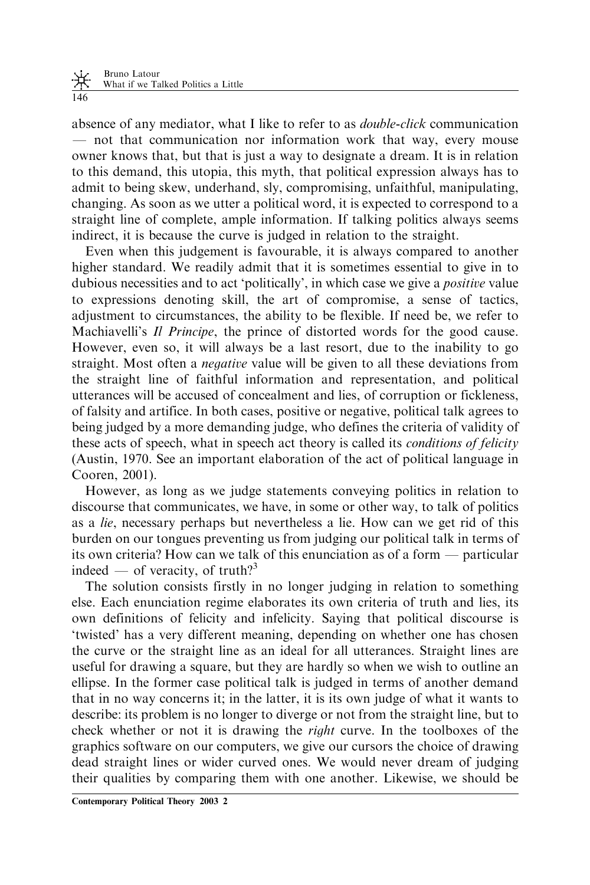absence of any mediator, what I like to refer to as *double-click* communication — not that communication nor information work that way, every mouse owner knows that, but that is just a way to designate a dream. It is in relation to this demand, this utopia, this myth, that political expression always has to admit to being skew, underhand, sly, compromising, unfaithful, manipulating, changing. As soon as we utter a political word, it is expected to correspond to a straight line of complete, ample information. If talking politics always seems indirect, it is because the curve is judged in relation to the straight.

Even when this judgement is favourable, it is always compared to another higher standard. We readily admit that it is sometimes essential to give in to dubious necessities and to act 'politically', in which case we give a *positive* value to expressions denoting skill, the art of compromise, a sense of tactics, adjustment to circumstances, the ability to be flexible. If need be, we refer to Machiavelli's *Il Principe*, the prince of distorted words for the good cause. However, even so, it will always be a last resort, due to the inability to go straight. Most often a *negative* value will be given to all these deviations from the straight line of faithful information and representation, and political utterances will be accused of concealment and lies, of corruption or fickleness, of falsity and artifice. In both cases, positive or negative, political talk agrees to being judged by a more demanding judge, who defines the criteria of validity of these acts of speech, what in speech act theory is called its *conditions of felicity* (Austin, 1970. See an important elaboration of the act of political language in Cooren, 2001).

However, as long as we judge statements conveying politics in relation to discourse that communicates, we have, in some or other way, to talk of politics as a *lie*, necessary perhaps but nevertheless a lie. How can we get rid of this burden on our tongues preventing us from judging our political talk in terms of its own criteria? How can we talk of this enunciation as of a form — particular indeed — of veracity, of truth?[3]

The solution consists firstly in no longer judging in relation to something else. Each enunciation regime elaborates its own criteria of truth and lies, its own definitions of felicity and infelicity. Saying that political discourse is 'twisted' has a very different meaning, depending on whether one has chosen the curve or the straight line as an ideal for all utterances. Straight lines are useful for drawing a square, but they are hardly so when we wish to outline an ellipse. In the former case political talk is judged in terms of another demand that in no way concerns it; in the latter, it is its own judge of what it wants to describe: its problem is no longer to diverge or not from the straight line, but to check whether or not it is drawing the *right* curve. In the toolboxes of the graphics software on our computers, we give our cursors the choice of drawing dead straight lines or wider curved ones. We would never dream of judging their qualities by comparing them with one another. Likewise, we should be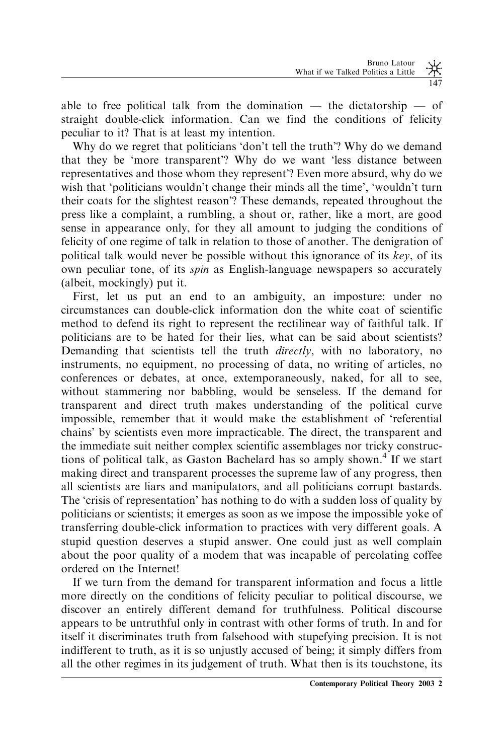able to free political talk from the domination — the dictatorship — of straight double-click information. Can we find the conditions of felicity peculiar to it? That is at least my intention.

Why do we regret that politicians 'don't tell the truth'? Why do we demand that they be 'more transparent'? Why do we want 'less distance between representatives and those whom they represent'? Even more absurd, why do we wish that 'politicians wouldn't change their minds all the time', 'wouldn't turn their coats for the slightest reason'? These demands, repeated throughout the press like a complaint, a rumbling, a shout or, rather, like a mort, are good sense in appearance only, for they all amount to judging the conditions of felicity of one regime of talk in relation to those of another. The denigration of political talk would never be possible without this ignorance of its *key*, of its own peculiar tone, of its *spin* as English-language newspapers so accurately (albeit, mockingly) put it.

First, let us put an end to an ambiguity, an imposture: under no circumstances can double-click information don the white coat of scientific method to defend its right to represent the rectilinear way of faithful talk. If politicians are to be hated for their lies, what can be said about scientists? Demanding that scientists tell the truth *directly*, with no laboratory, no instruments, no equipment, no processing of data, no writing of articles, no conferences or debates, at once, extemporaneously, naked, for all to see, without stammering nor babbling, would be senseless. If the demand for transparent and direct truth makes understanding of the political curve impossible, remember that it would make the establishment of 'referential chains' by scientists even more impracticable. The direct, the transparent and the immediate suit neither complex scientific assemblages nor tricky constructions of political talk, as Gaston Bachelard has so amply shown.[4] If we start making direct and transparent processes the supreme law of any progress, then all scientists are liars and manipulators, and all politicians corrupt bastards. The 'crisis of representation' has nothing to do with a sudden loss of quality by politicians or scientists; it emerges as soon as we impose the impossible yoke of transferring double-click information to practices with very different goals. A stupid question deserves a stupid answer. One could just as well complain about the poor quality of a modem that was incapable of percolating coffee ordered on the Internet!

If we turn from the demand for transparent information and focus a little more directly on the conditions of felicity peculiar to political discourse, we discover an entirely different demand for truthfulness. Political discourse appears to be untruthful only in contrast with other forms of truth. In and for itself it discriminates truth from falsehood with stupefying precision. It is not indifferent to truth, as it is so unjustly accused of being; it simply differs from all the other regimes in its judgement of truth. What then is its touchstone, its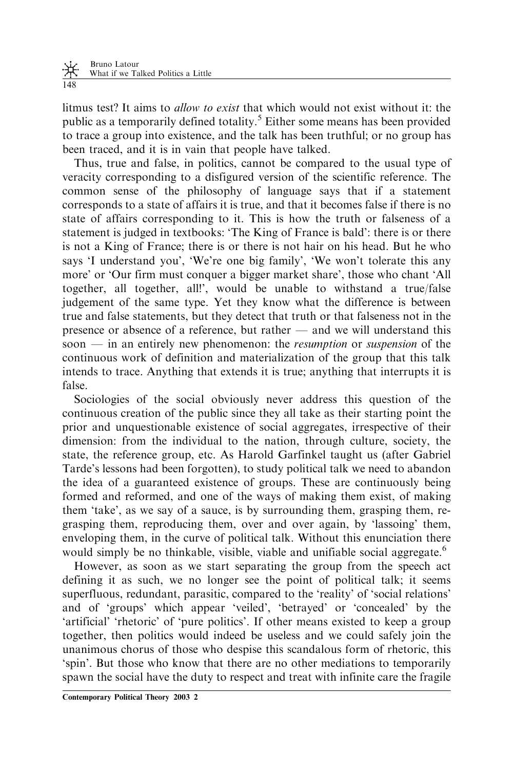litmus test? It aims to *allow to exist* that which would not exist without it: the public as a temporarily defined totality.[5] Either some means has been provided to trace a group into existence, and the talk has been truthful; or no group has been traced, and it is in vain that people have talked.

Thus, true and false, in politics, cannot be compared to the usual type of veracity corresponding to a disfigured version of the scientific reference. The common sense of the philosophy of language says that if a statement corresponds to a state of affairs it is true, and that it becomes false if there is no state of affairs corresponding to it. This is how the truth or falseness of a statement is judged in textbooks: 'The King of France is bald': there is or there is not a King of France; there is or there is not hair on his head. But he who says 'I understand you', 'We're one big family', 'We won't tolerate this any more' or 'Our firm must conquer a bigger market share', those who chant 'All together, all together, all!', would be unable to withstand a true/false judgement of the same type. Yet they know what the difference is between true and false statements, but they detect that truth or that falseness not in the presence or absence of a reference, but rather — and we will understand this soon — in an entirely new phenomenon: the *resumption* or *suspension* of the continuous work of definition and materialization of the group that this talk intends to trace. Anything that extends it is true; anything that interrupts it is false.

Sociologies of the social obviously never address this question of the continuous creation of the public since they all take as their starting point the prior and unquestionable existence of social aggregates, irrespective of their dimension: from the individual to the nation, through culture, society, the state, the reference group, etc. As Harold Garfinkel taught us (after Gabriel Tarde's lessons had been forgotten), to study political talk we need to abandon the idea of a guaranteed existence of groups. These are continuously being formed and reformed, and one of the ways of making them exist, of making them 'take', as we say of a sauce, is by surrounding them, grasping them, re-grasping them, reproducing them, over and over again, by 'lassoing' them, enveloping them, in the curve of political talk. Without this enunciation there would simply be no thinkable, visible, viable and unifiable social aggregate.[6]

However, as soon as we start separating the group from the speech act defining it as such, we no longer see the point of political talk; it seems superfluous, redundant, parasitic, compared to the 'reality' of 'social relations' and of 'groups' which appear 'veiled', 'betrayed' or 'concealed' by the 'artificial' 'rhetoric' of 'pure politics'. If other means existed to keep a group together, then politics would indeed be useless and we could safely join the unanimous chorus of those who despise this scandalous form of rhetoric, this 'spin'. But those who know that there are no other mediations to temporarily spawn the social have the duty to respect and treat with infinite care the fragile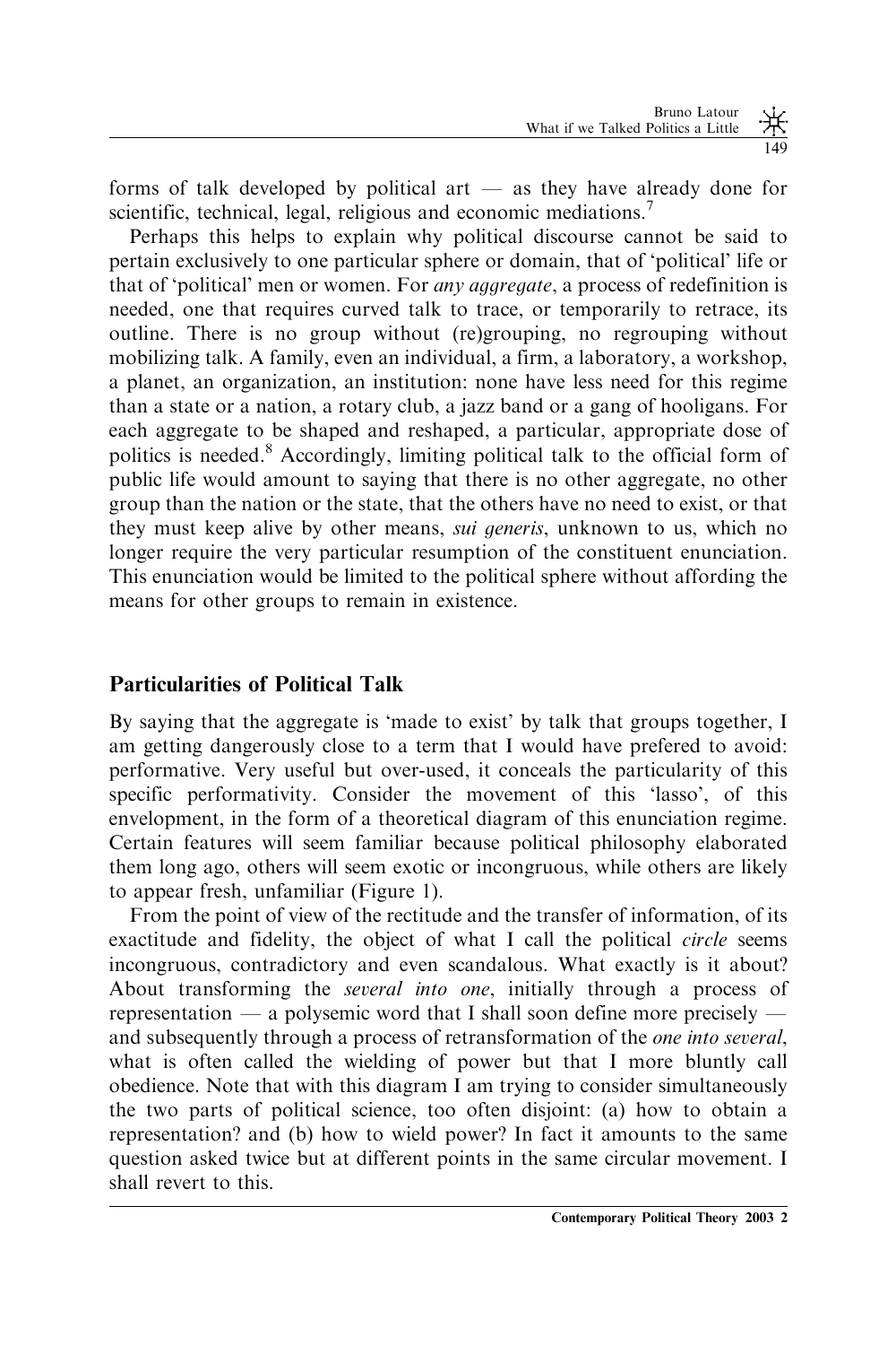forms of talk developed by political art — as they have already done for scientific, technical, legal, religious and economic mediations.[7]

Perhaps this helps to explain why political discourse cannot be said to pertain exclusively to one particular sphere or domain, that of 'political' life or that of 'political' men or women. For *any aggregate*, a process of redefinition is needed, one that requires curved talk to trace, or temporarily to retrace, its outline. There is no group without (re)grouping, no regrouping without mobilizing talk. A family, even an individual, a firm, a laboratory, a workshop, a planet, an organization, an institution: none have less need for this regime than a state or a nation, a rotary club, a jazz band or a gang of hooligans. For each aggregate to be shaped and reshaped, a particular, appropriate dose of politics is needed.[8] Accordingly, limiting political talk to the official form of public life would amount to saying that there is no other aggregate, no other group than the nation or the state, that the others have no need to exist, or that they must keep alive by other means, *sui generis*, unknown to us, which no longer require the very particular resumption of the constituent enunciation. This enunciation would be limited to the political sphere without affording the means for other groups to remain in existence.

## Particularities of Political Talk

By saying that the aggregate is 'made to exist' by talk that groups together, I am getting dangerously close to a term that I would have prefered to avoid: performative. Very useful but over-used, it conceals the particularity of this specific performativity. Consider the movement of this 'lasso', of this envelopment, in the form of a theoretical diagram of this enunciation regime. Certain features will seem familiar because political philosophy elaborated them long ago, others will seem exotic or incongruous, while others are likely to appear fresh, unfamiliar (Figure 1).

From the point of view of the rectitude and the transfer of information, of its exactitude and fidelity, the object of what I call the political *circle* seems incongruous, contradictory and even scandalous. What exactly is it about? About transforming the *several into one*, initially through a process of representation — a polysemic word that I shall soon define more precisely — and subsequently through a process of retransformation of the *one into several*, what is often called the wielding of power but that I more bluntly call obedience. Note that with this diagram I am trying to consider simultaneously the two parts of political science, too often disjoint: (a) how to obtain a representation? and (b) how to wield power? In fact it amounts to the same question asked twice but at different points in the same circular movement. I shall revert to this.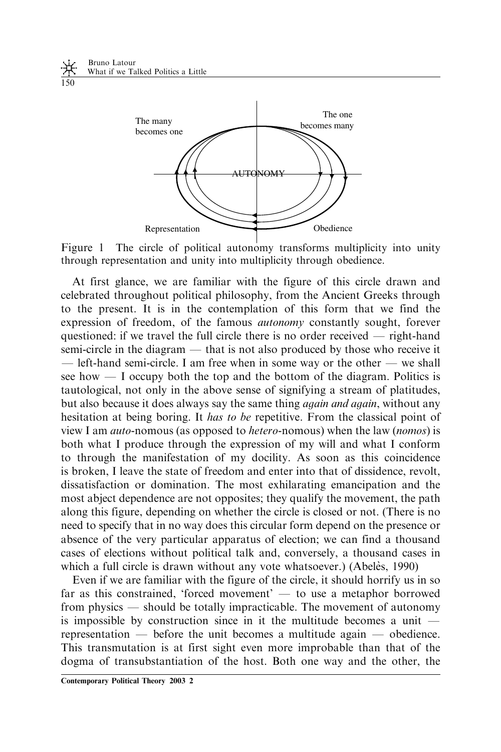The many
becomes one

The one
becomes many

AUTONOMY

Representation

Obedience

Figure 1 The circle of political autonomy transforms multiplicity into unity through representation and unity into multiplicity through obedience.

At first glance, we are familiar with the figure of this circle drawn and celebrated throughout political philosophy, from the Ancient Greeks through to the present. It is in the contemplation of this form that we find the expression of freedom, of the famous *autonomy* constantly sought, forever questioned: if we travel the full circle there is no order received — right-hand semi-circle in the diagram — that is not also produced by those who receive it — left-hand semi-circle. I am free when in some way or the other — we shall see how — I occupy both the top and the bottom of the diagram. Politics is tautological, not only in the above sense of signifying a stream of platitudes, but also because it does always say the same thing *again and again*, without any hesitation at being boring. It *has to be* repetitive. From the classical point of view I am *auto*-nomous (as opposed to *hetero*-nomous) when the law (*nomos*) is both what I produce through the expression of my will and what I conform to through the manifestation of my docility. As soon as this coincidence is broken, I leave the state of freedom and enter into that of dissidence, revolt, dissatisfaction or domination. The most exhilarating emancipation and the most abject dependence are not opposites; they qualify the movement, the path along this figure, depending on whether the circle is closed or not. (There is no need to specify that in no way does this circular form depend on the presence or absence of the very particular apparatus of election; we can find a thousand cases of elections without political talk and, conversely, a thousand cases in which a full circle is drawn without any vote whatsoever.) (Abelès, 1990)

Even if we are familiar with the figure of the circle, it should horrify us in so far as this constrained, 'forced movement' — to use a metaphor borrowed from physics — should be totally impracticable. The movement of autonomy is impossible by construction since in it the multitude becomes a unit — representation — before the unit becomes a multitude again — obedience. This transmutation is at first sight even more improbable than that of the dogma of transubstantiation of the host. Both one way and the other, the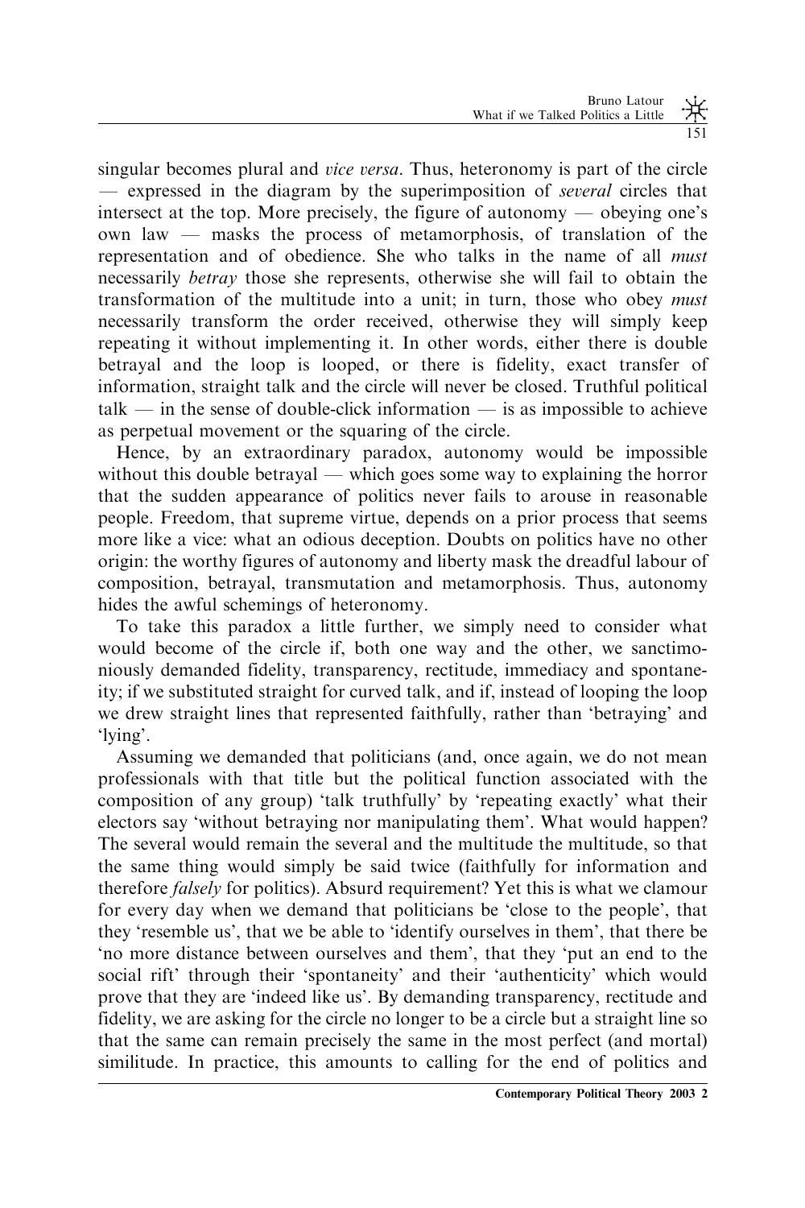singular becomes plural and *vice versa*. Thus, heteronomy is part of the circle — expressed in the diagram by the superimposition of *several* circles that intersect at the top. More precisely, the figure of autonomy — obeying one's own law — masks the process of metamorphosis, of translation of the representation and of obedience. She who talks in the name of all *must* necessarily *betray* those she represents, otherwise she will fail to obtain the transformation of the multitude into a unit; in turn, those who obey *must* necessarily transform the order received, otherwise they will simply keep repeating it without implementing it. In other words, either there is double betrayal and the loop is looped, or there is fidelity, exact transfer of information, straight talk and the circle will never be closed. Truthful political talk — in the sense of double-click information — is as impossible to achieve as perpetual movement or the squaring of the circle.

Hence, by an extraordinary paradox, autonomy would be impossible without this double betrayal — which goes some way to explaining the horror that the sudden appearance of politics never fails to arouse in reasonable people. Freedom, that supreme virtue, depends on a prior process that seems more like a vice: what an odious deception. Doubts on politics have no other origin: the worthy figures of autonomy and liberty mask the dreadful labour of composition, betrayal, transmutation and metamorphosis. Thus, autonomy hides the awful schemings of heteronomy.

To take this paradox a little further, we simply need to consider what would become of the circle if, both one way and the other, we sanctimoniously demanded fidelity, transparency, rectitude, immediacy and spontaneity; if we substituted straight for curved talk, and if, instead of looping the loop we drew straight lines that represented faithfully, rather than 'betraying' and 'lying'.

Assuming we demanded that politicians (and, once again, we do not mean professionals with that title but the political function associated with the composition of any group) 'talk truthfully' by 'repeating exactly' what their electors say 'without betraying nor manipulating them'. What would happen? The several would remain the several and the multitude the multitude, so that the same thing would simply be said twice (faithfully for information and therefore *falsely* for politics). Absurd requirement? Yet this is what we clamour for every day when we demand that politicians be 'close to the people', that they 'resemble us', that we be able to 'identify ourselves in them', that there be 'no more distance between ourselves and them', that they 'put an end to the social rift' through their 'spontaneity' and their 'authenticity' which would prove that they are 'indeed like us'. By demanding transparency, rectitude and fidelity, we are asking for the circle no longer to be a circle but a straight line so that the same can remain precisely the same in the most perfect (and mortal) similitude. In practice, this amounts to calling for the end of politics and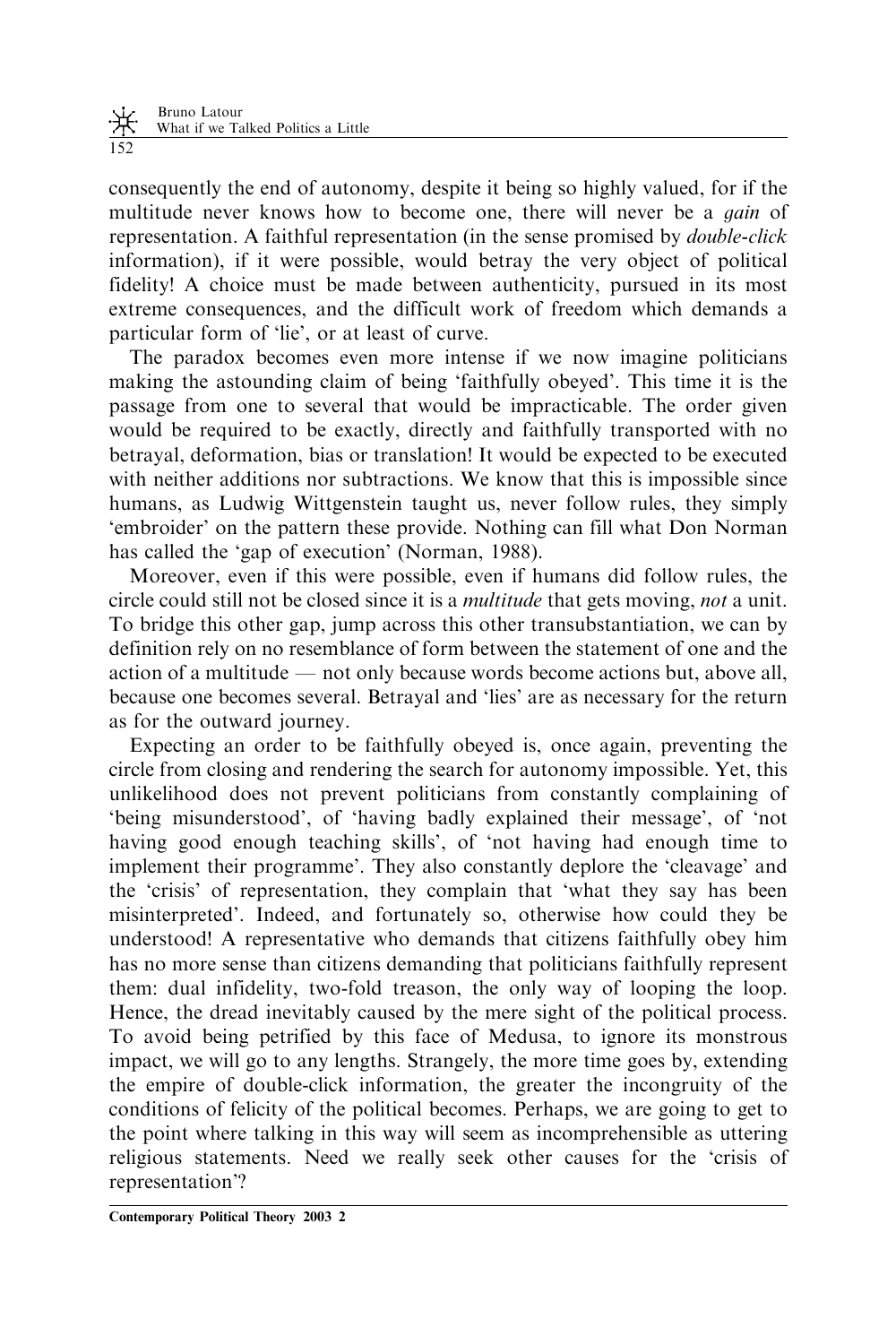consequently the end of autonomy, despite it being so highly valued, for if the multitude never knows how to become one, there will never be a *gain* of representation. A faithful representation (in the sense promised by *double-click* information), if it were possible, would betray the very object of political fidelity! A choice must be made between authenticity, pursued in its most extreme consequences, and the difficult work of freedom which demands a particular form of 'lie', or at least of curve.

The paradox becomes even more intense if we now imagine politicians making the astounding claim of being 'faithfully obeyed'. This time it is the passage from one to several that would be impracticable. The order given would be required to be exactly, directly and faithfully transported with no betrayal, deformation, bias or translation! It would be expected to be executed with neither additions nor subtractions. We know that this is impossible since humans, as Ludwig Wittgenstein taught us, never follow rules, they simply 'embroider' on the pattern these provide. Nothing can fill what Don Norman has called the 'gap of execution' (Norman, 1988).

Moreover, even if this were possible, even if humans did follow rules, the circle could still not be closed since it is a *multitude* that gets moving, *not* a unit. To bridge this other gap, jump across this other transubstantiation, we can by definition rely on no resemblance of form between the statement of one and the action of a multitude — not only because words become actions but, above all, because one becomes several. Betrayal and 'lies' are as necessary for the return as for the outward journey.

Expecting an order to be faithfully obeyed is, once again, preventing the circle from closing and rendering the search for autonomy impossible. Yet, this unlikelihood does not prevent politicians from constantly complaining of 'being misunderstood', of 'having badly explained their message', of 'not having good enough teaching skills', of 'not having had enough time to implement their programme'. They also constantly deplore the 'cleavage' and the 'crisis' of representation, they complain that 'what they say has been misinterpreted'. Indeed, and fortunately so, otherwise how could they be understood! A representative who demands that citizens faithfully obey him has no more sense than citizens demanding that politicians faithfully represent them: dual infidelity, two-fold treason, the only way of looping the loop. Hence, the dread inevitably caused by the mere sight of the political process. To avoid being petrified by this face of Medusa, to ignore its monstrous impact, we will go to any lengths. Strangely, the more time goes by, extending the empire of double-click information, the greater the incongruity of the conditions of felicity of the political becomes. Perhaps, we are going to get to the point where talking in this way will seem as incomprehensible as uttering religious statements. Need we really seek other causes for the 'crisis of representation'?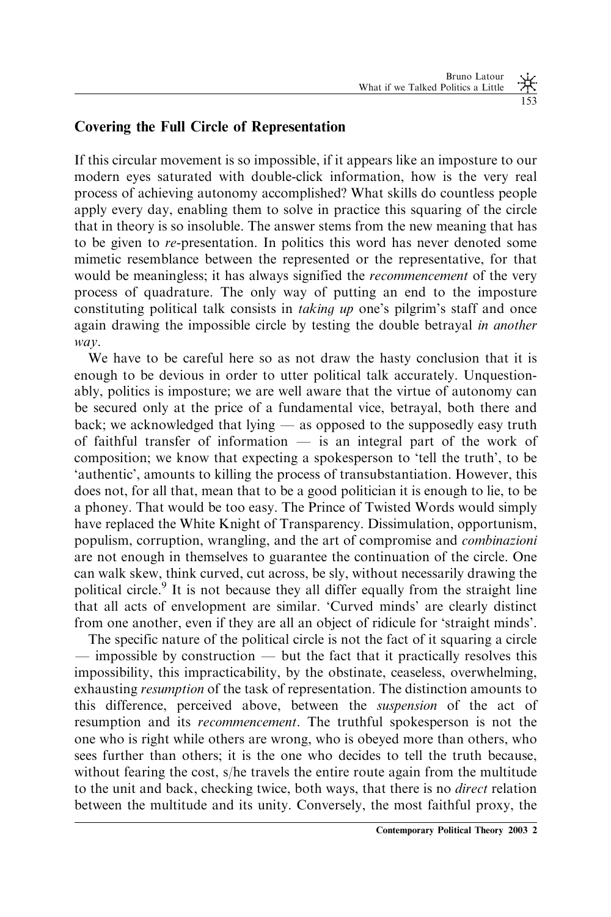## Covering the Full Circle of Representation

If this circular movement is so impossible, if it appears like an imposture to our modern eyes saturated with double-click information, how is the very real process of achieving autonomy accomplished? What skills do countless people apply every day, enabling them to solve in practice this squaring of the circle that in theory is so insoluble. The answer stems from the new meaning that has to be given to *re*-presentation. In politics this word has never denoted some mimetic resemblance between the represented or the representative, for that would be meaningless; it has always signified the *recommencement* of the very process of quadrature. The only way of putting an end to the imposture constituting political talk consists in *taking up* one's pilgrim's staff and once again drawing the impossible circle by testing the double betrayal *in another way*.

We have to be careful here so as not draw the hasty conclusion that it is enough to be devious in order to utter political talk accurately. Unquestionably, politics is imposture; we are well aware that the virtue of autonomy can be secured only at the price of a fundamental vice, betrayal, both there and back; we acknowledged that lying — as opposed to the supposedly easy truth of faithful transfer of information — is an integral part of the work of composition; we know that expecting a spokesperson to 'tell the truth', to be 'authentic', amounts to killing the process of transubstantiation. However, this does not, for all that, mean that to be a good politician it is enough to lie, to be a phoney. That would be too easy. The Prince of Twisted Words would simply have replaced the White Knight of Transparency. Dissimulation, opportunism, populism, corruption, wrangling, and the art of compromise and *combinazioni* are not enough in themselves to guarantee the continuation of the circle. One can walk skew, think curved, cut across, be sly, without necessarily drawing the political circle.[9] It is not because they all differ equally from the straight line that all acts of envelopment are similar. 'Curved minds' are clearly distinct from one another, even if they are all an object of ridicule for 'straight minds'.

The specific nature of the political circle is not the fact of it squaring a circle — impossible by construction — but the fact that it practically resolves this impossibility, this impracticability, by the obstinate, ceaseless, overwhelming, exhausting *resumption* of the task of representation. The distinction amounts to this difference, perceived above, between the *suspension* of the act of resumption and its *recommencement*. The truthful spokesperson is not the one who is right while others are wrong, who is obeyed more than others, who sees further than others; it is the one who decides to tell the truth because, without fearing the cost, s/he travels the entire route again from the multitude to the unit and back, checking twice, both ways, that there is no *direct* relation between the multitude and its unity. Conversely, the most faithful proxy, the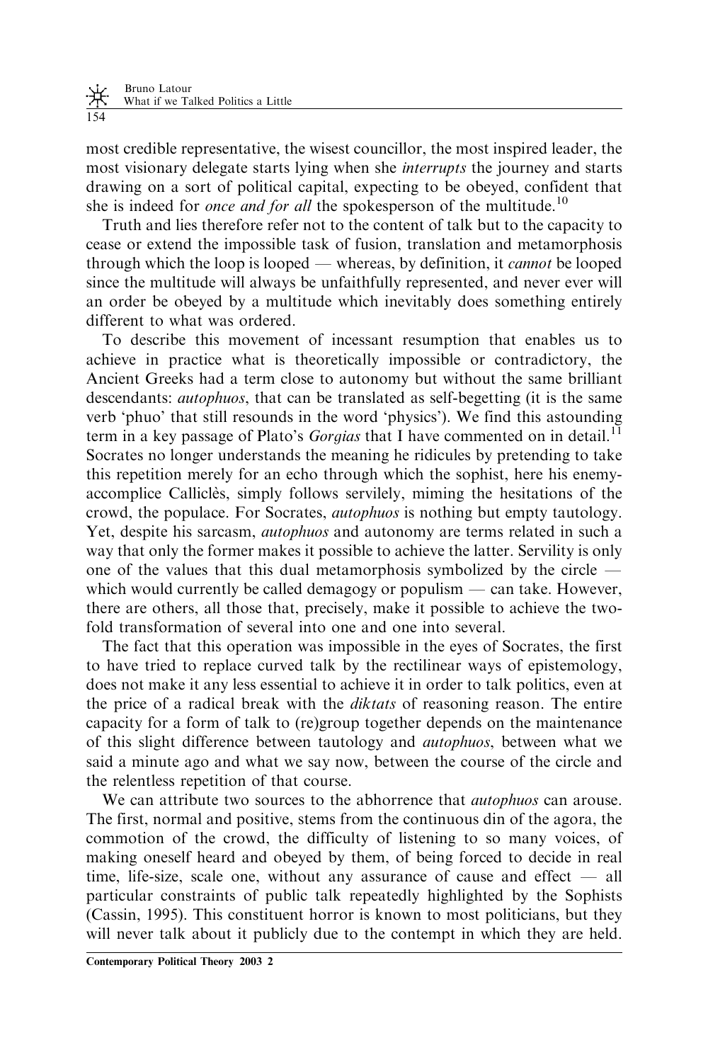most credible representative, the wisest councillor, the most inspired leader, the most visionary delegate starts lying when she *interrupts* the journey and starts drawing on a sort of political capital, expecting to be obeyed, confident that she is indeed for *once and for all* the spokesperson of the multitude.[10]

Truth and lies therefore refer not to the content of talk but to the capacity to cease or extend the impossible task of fusion, translation and metamorphosis through which the loop is looped — whereas, by definition, it *cannot* be looped since the multitude will always be unfaithfully represented, and never ever will an order be obeyed by a multitude which inevitably does something entirely different to what was ordered.

To describe this movement of incessant resumption that enables us to achieve in practice what is theoretically impossible or contradictory, the Ancient Greeks had a term close to autonomy but without the same brilliant descendants: *autophuos*, that can be translated as self-begetting (it is the same verb 'phuo' that still resounds in the word 'physics'). We find this astounding term in a key passage of Plato's *Gorgias* that I have commented on in detail.[11] Socrates no longer understands the meaning he ridicules by pretending to take this repetition merely for an echo through which the sophist, here his enemy-accomplice Calliclès, simply follows servilely, miming the hesitations of the crowd, the populace. For Socrates, *autophuos* is nothing but empty tautology. Yet, despite his sarcasm, *autophuos* and autonomy are terms related in such a way that only the former makes it possible to achieve the latter. Servility is only one of the values that this dual metamorphosis symbolized by the circle — which would currently be called demagogy or populism — can take. However, there are others, all those that, precisely, make it possible to achieve the two-fold transformation of several into one and one into several.

The fact that this operation was impossible in the eyes of Socrates, the first to have tried to replace curved talk by the rectilinear ways of epistemology, does not make it any less essential to achieve it in order to talk politics, even at the price of a radical break with the *diktats* of reasoning reason. The entire capacity for a form of talk to (re)group together depends on the maintenance of this slight difference between tautology and *autophuos*, between what we said a minute ago and what we say now, between the course of the circle and the relentless repetition of that course.

We can attribute two sources to the abhorrence that *autophuos* can arouse. The first, normal and positive, stems from the continuous din of the agora, the commotion of the crowd, the difficulty of listening to so many voices, of making oneself heard and obeyed by them, of being forced to decide in real time, life-size, scale one, without any assurance of cause and effect — all particular constraints of public talk repeatedly highlighted by the Sophists (Cassin, 1995). This constituent horror is known to most politicians, but they will never talk about it publicly due to the contempt in which they are held.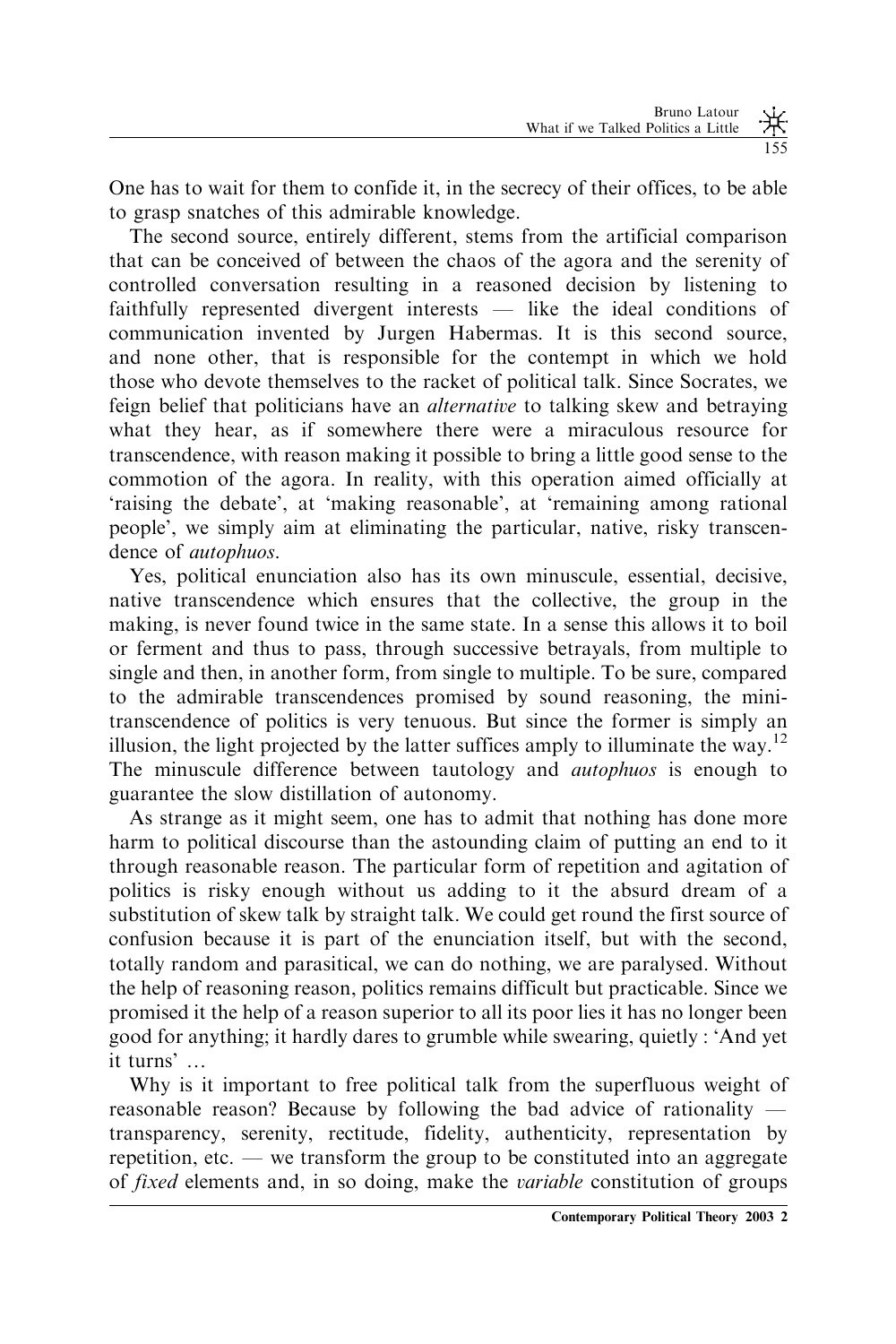One has to wait for them to confide it, in the secrecy of their offices, to be able to grasp snatches of this admirable knowledge.

The second source, entirely different, stems from the artificial comparison that can be conceived of between the chaos of the agora and the serenity of controlled conversation resulting in a reasoned decision by listening to faithfully represented divergent interests — like the ideal conditions of communication invented by Jurgen Habermas. It is this second source, and none other, that is responsible for the contempt in which we hold those who devote themselves to the racket of political talk. Since Socrates, we feign belief that politicians have an *alternative* to talking skew and betraying what they hear, as if somewhere there were a miraculous resource for transcendence, with reason making it possible to bring a little good sense to the commotion of the agora. In reality, with this operation aimed officially at 'raising the debate', at 'making reasonable', at 'remaining among rational people', we simply aim at eliminating the particular, native, risky transcendence of *autophuos*.

Yes, political enunciation also has its own minuscule, essential, decisive, native transcendence which ensures that the collective, the group in the making, is never found twice in the same state. In a sense this allows it to boil or ferment and thus to pass, through successive betrayals, from multiple to single and then, in another form, from single to multiple. To be sure, compared to the admirable transcendences promised by sound reasoning, the mini-transcendence of politics is very tenuous. But since the former is simply an illusion, the light projected by the latter suffices amply to illuminate the way.[12] The minuscule difference between tautology and *autophuos* is enough to guarantee the slow distillation of autonomy.

As strange as it might seem, one has to admit that nothing has done more harm to political discourse than the astounding claim of putting an end to it through reasonable reason. The particular form of repetition and agitation of politics is risky enough without us adding to it the absurd dream of a substitution of skew talk by straight talk. We could get round the first source of confusion because it is part of the enunciation itself, but with the second, totally random and parasitical, we can do nothing, we are paralysed. Without the help of reasoning reason, politics remains difficult but practicable. Since we promised it the help of a reason superior to all its poor lies it has no longer been good for anything; it hardly dares to grumble while swearing, quietly : 'And yet it turns' …

Why is it important to free political talk from the superfluous weight of reasonable reason? Because by following the bad advice of rationality — transparency, serenity, rectitude, fidelity, authenticity, representation by repetition, etc. — we transform the group to be constituted into an aggregate of *fixed* elements and, in so doing, make the *variable* constitution of groups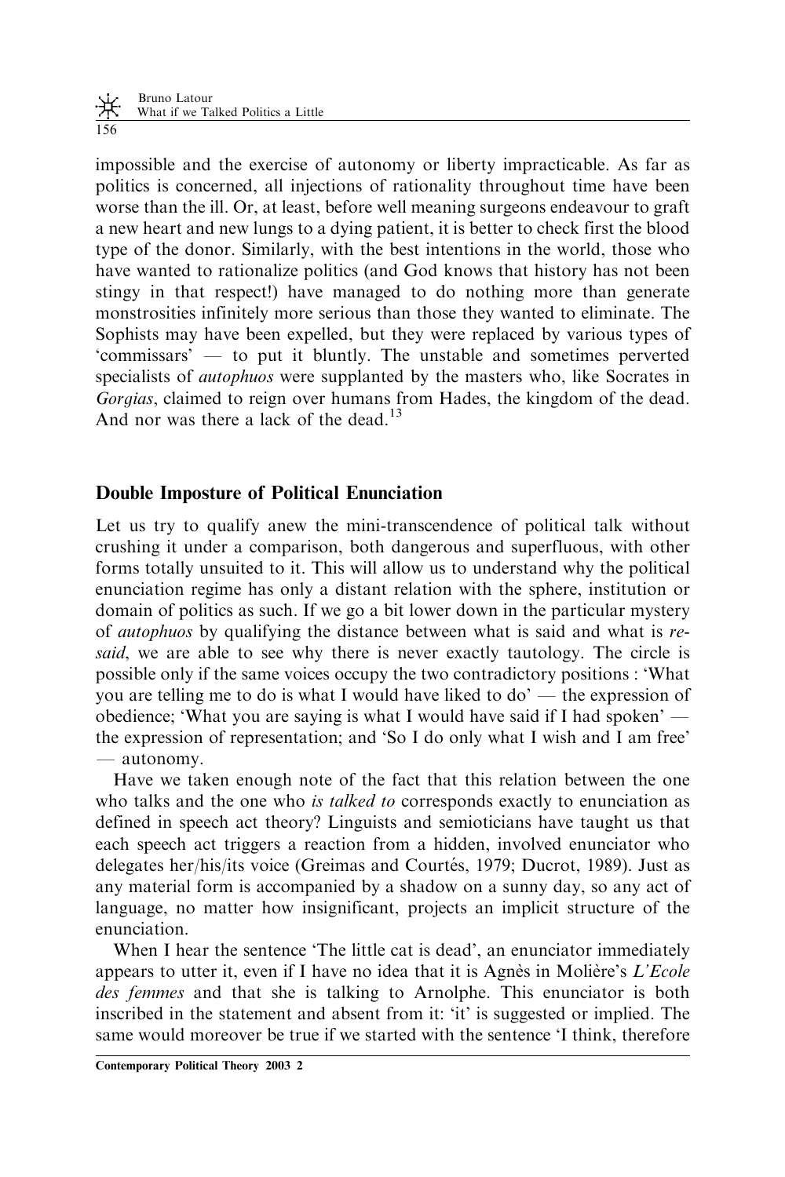impossible and the exercise of autonomy or liberty impracticable. As far as politics is concerned, all injections of rationality throughout time have been worse than the ill. Or, at least, before well meaning surgeons endeavour to graft a new heart and new lungs to a dying patient, it is better to check first the blood type of the donor. Similarly, with the best intentions in the world, those who have wanted to rationalize politics (and God knows that history has not been stingy in that respect!) have managed to do nothing more than generate monstrosities infinitely more serious than those they wanted to eliminate. The Sophists may have been expelled, but they were replaced by various types of 'commissars' — to put it bluntly. The unstable and sometimes perverted specialists of *autophuos* were supplanted by the masters who, like Socrates in *Gorgias*, claimed to reign over humans from Hades, the kingdom of the dead. And nor was there a lack of the dead.[13]

## Double Imposture of Political Enunciation

Let us try to qualify anew the mini-transcendence of political talk without crushing it under a comparison, both dangerous and superfluous, with other forms totally unsuited to it. This will allow us to understand why the political enunciation regime has only a distant relation with the sphere, institution or domain of politics as such. If we go a bit lower down in the particular mystery of *autophuos* by qualifying the distance between what is said and what is *re-said*, we are able to see why there is never exactly tautology. The circle is possible only if the same voices occupy the two contradictory positions : 'What you are telling me to do is what I would have liked to do' — the expression of obedience; 'What you are saying is what I would have said if I had spoken' — the expression of representation; and 'So I do only what I wish and I am free' — autonomy.

Have we taken enough note of the fact that this relation between the one who talks and the one who *is talked to* corresponds exactly to enunciation as defined in speech act theory? Linguists and semioticians have taught us that each speech act triggers a reaction from a hidden, involved enunciator who delegates her/his/its voice (Greimas and Courtés, 1979; Ducrot, 1989). Just as any material form is accompanied by a shadow on a sunny day, so any act of language, no matter how insignificant, projects an implicit structure of the enunciation.

When I hear the sentence 'The little cat is dead', an enunciator immediately appears to utter it, even if I have no idea that it is Agnès in Molière's *L'Ecole des femmes* and that she is talking to Arnolphe. This enunciator is both inscribed in the statement and absent from it: 'it' is suggested or implied. The same would moreover be true if we started with the sentence 'I think, therefore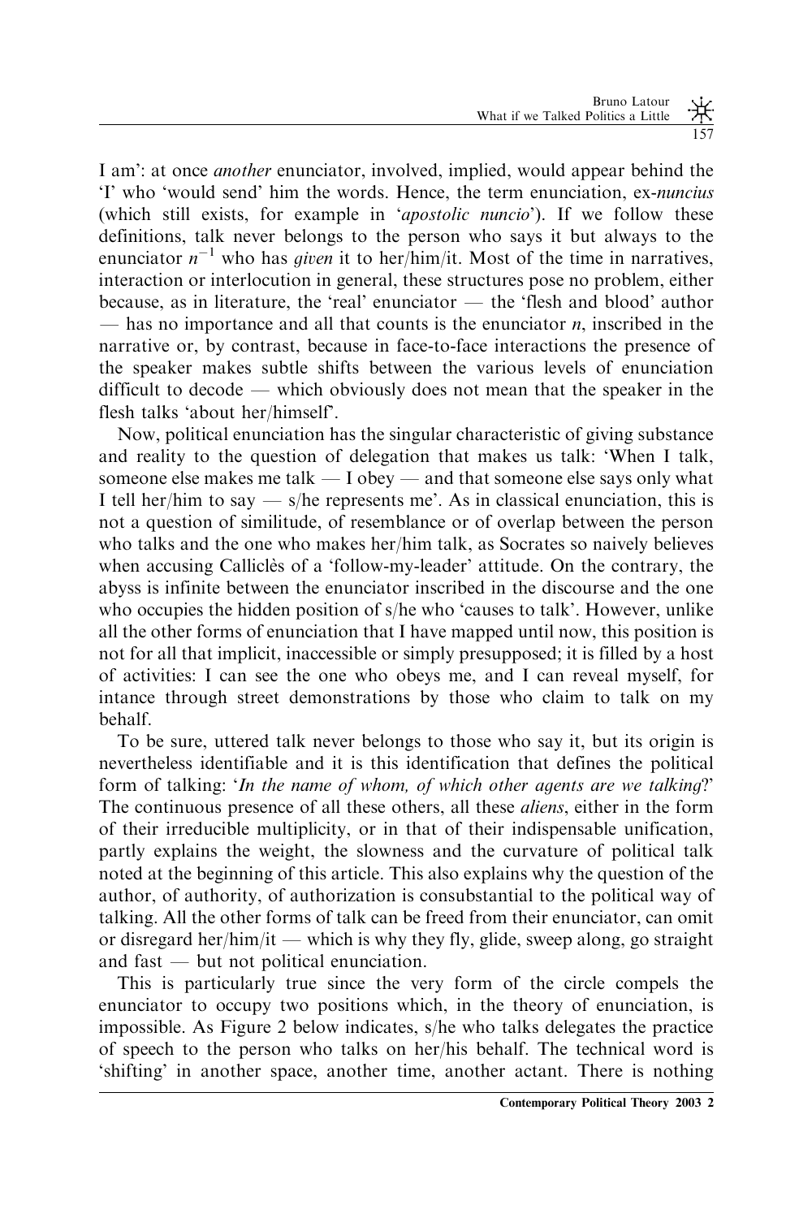I am': at once *another* enunciator, involved, implied, would appear behind the 'I' who 'would send' him the words. Hence, the term enunciation, ex-*nuncius* (which still exists, for example in '*apostolic nuncio*'). If we follow these definitions, talk never belongs to the person who says it but always to the enunciator $n^{-1}$ who has *given* it to her/him/it. Most of the time in narratives, interaction or interlocution in general, these structures pose no problem, either because, as in literature, the 'real' enunciator — the 'flesh and blood' author — has no importance and all that counts is the enunciator $n$, inscribed in the narrative or, by contrast, because in face-to-face interactions the presence of the speaker makes subtle shifts between the various levels of enunciation difficult to decode — which obviously does not mean that the speaker in the flesh talks 'about her/himself'.

Now, political enunciation has the singular characteristic of giving substance and reality to the question of delegation that makes us talk: 'When I talk, someone else makes me talk — I obey — and that someone else says only what I tell her/him to say — s/he represents me'. As in classical enunciation, this is not a question of similitude, of resemblance or of overlap between the person who talks and the one who makes her/him talk, as Socrates so naively believes when accusing Calliclès of a 'follow-my-leader' attitude. On the contrary, the abyss is infinite between the enunciator inscribed in the discourse and the one who occupies the hidden position of s/he who 'causes to talk'. However, unlike all the other forms of enunciation that I have mapped until now, this position is not for all that implicit, inaccessible or simply presupposed; it is filled by a host of activities: I can see the one who obeys me, and I can reveal myself, for intance through street demonstrations by those who claim to talk on my behalf.

To be sure, uttered talk never belongs to those who say it, but its origin is nevertheless identifiable and it is this identification that defines the political form of talking: '*In the name of whom, of which other agents are we talking*?' The continuous presence of all these others, all these *aliens*, either in the form of their irreducible multiplicity, or in that of their indispensable unification, partly explains the weight, the slowness and the curvature of political talk noted at the beginning of this article. This also explains why the question of the author, of authority, of authorization is consubstantial to the political way of talking. All the other forms of talk can be freed from their enunciator, can omit or disregard her/him/it — which is why they fly, glide, sweep along, go straight and fast — but not political enunciation.

This is particularly true since the very form of the circle compels the enunciator to occupy two positions which, in the theory of enunciation, is impossible. As Figure 2 below indicates, s/he who talks delegates the practice of speech to the person who talks on her/his behalf. The technical word is 'shifting' in another space, another time, another actant. There is nothing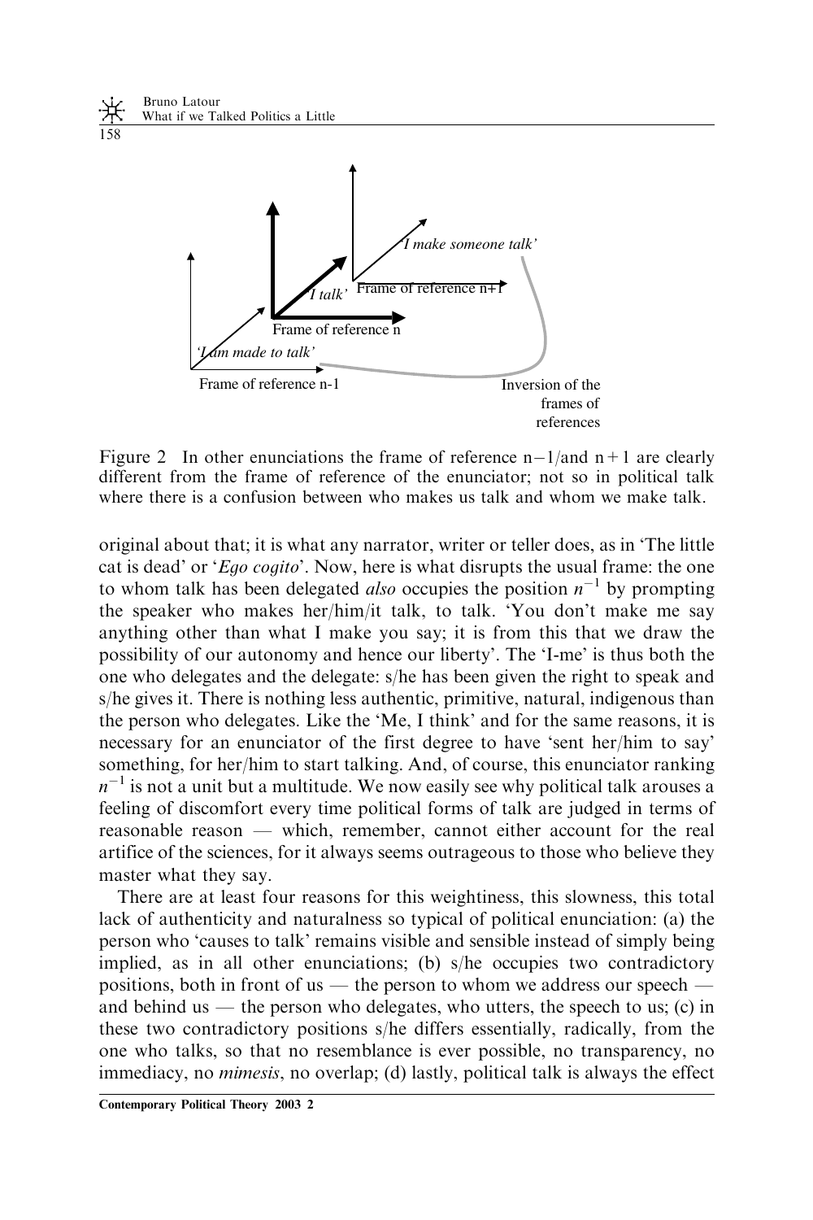Figure 2 In other enunciations the frame of reference n−1/and n+1 are clearly different from the frame of reference of the enunciator; not so in political talk where there is a confusion between who makes us talk and whom we make talk.

original about that; it is what any narrator, writer or teller does, as in 'The little cat is dead' or '*Ego cogito*'. Now, here is what disrupts the usual frame: the one to whom talk has been delegated *also* occupies the position $n^{-1}$ by prompting the speaker who makes her/him/it talk, to talk. 'You don't make me say anything other than what I make you say; it is from this that we draw the possibility of our autonomy and hence our liberty'. The 'I-me' is thus both the one who delegates and the delegate: s/he has been given the right to speak and s/he gives it. There is nothing less authentic, primitive, natural, indigenous than the person who delegates. Like the 'Me, I think' and for the same reasons, it is necessary for an enunciator of the first degree to have 'sent her/him to say' something, for her/him to start talking. And, of course, this enunciator ranking $n^{-1}$ is not a unit but a multitude. We now easily see why political talk arouses a feeling of discomfort every time political forms of talk are judged in terms of reasonable reason — which, remember, cannot either account for the real artifice of the sciences, for it always seems outrageous to those who believe they master what they say.

There are at least four reasons for this weightiness, this slowness, this total lack of authenticity and naturalness so typical of political enunciation: (a) the person who 'causes to talk' remains visible and sensible instead of simply being implied, as in all other enunciations; (b) s/he occupies two contradictory positions, both in front of us — the person to whom we address our speech — and behind us — the person who delegates, who utters, the speech to us; (c) in these two contradictory positions s/he differs essentially, radically, from the one who talks, so that no resemblance is ever possible, no transparency, no immediacy, no *mimesis*, no overlap; (d) lastly, political talk is always the effect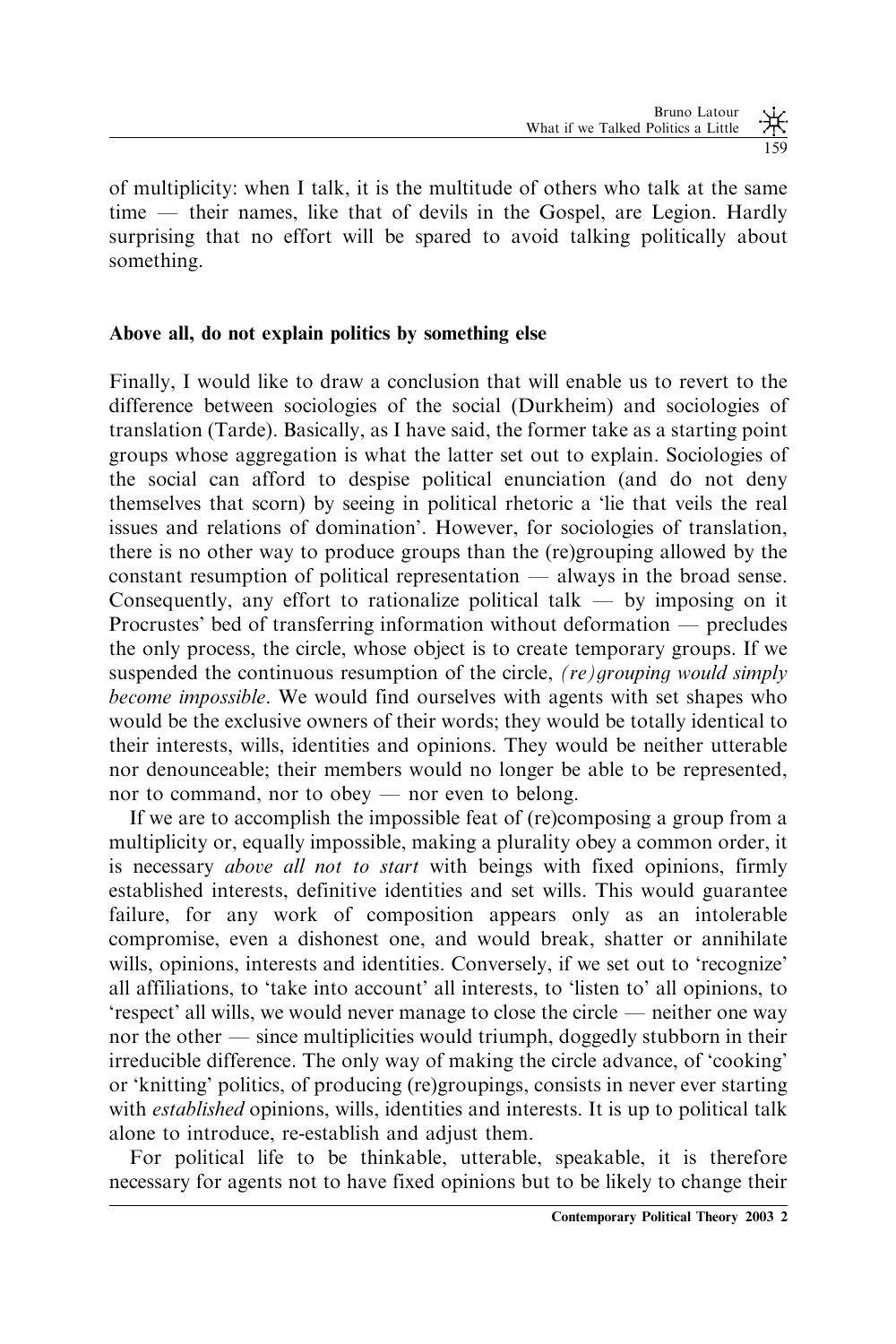of multiplicity: when I talk, it is the multitude of others who talk at the same time — their names, like that of devils in the Gospel, are Legion. Hardly surprising that no effort will be spared to avoid talking politically about something.

**Above all, do not explain politics by something else**

Finally, I would like to draw a conclusion that will enable us to revert to the difference between sociologies of the social (Durkheim) and sociologies of translation (Tarde). Basically, as I have said, the former take as a starting point groups whose aggregation is what the latter set out to explain. Sociologies of the social can afford to despise political enunciation (and do not deny themselves that scorn) by seeing in political rhetoric a 'lie that veils the real issues and relations of domination'. However, for sociologies of translation, there is no other way to produce groups than the (re)grouping allowed by the constant resumption of political representation — always in the broad sense. Consequently, any effort to rationalize political talk — by imposing on it Procrustes' bed of transferring information without deformation — precludes the only process, the circle, whose object is to create temporary groups. If we suspended the continuous resumption of the circle, *(re)grouping would simply become impossible*. We would find ourselves with agents with set shapes who would be the exclusive owners of their words; they would be totally identical to their interests, wills, identities and opinions. They would be neither utterable nor denounceable; their members would no longer be able to be represented, nor to command, nor to obey — nor even to belong.

If we are to accomplish the impossible feat of (re)composing a group from a multiplicity or, equally impossible, making a plurality obey a common order, it is necessary *above all not to start* with beings with fixed opinions, firmly established interests, definitive identities and set wills. This would guarantee failure, for any work of composition appears only as an intolerable compromise, even a dishonest one, and would break, shatter or annihilate wills, opinions, interests and identities. Conversely, if we set out to 'recognize' all affiliations, to 'take into account' all interests, to 'listen to' all opinions, to 'respect' all wills, we would never manage to close the circle — neither one way nor the other — since multiplicities would triumph, doggedly stubborn in their irreducible difference. The only way of making the circle advance, of 'cooking' or 'knitting' politics, of producing (re)groupings, consists in never ever starting with *established* opinions, wills, identities and interests. It is up to political talk alone to introduce, re-establish and adjust them.

For political life to be thinkable, utterable, speakable, it is therefore necessary for agents not to have fixed opinions but to be likely to change their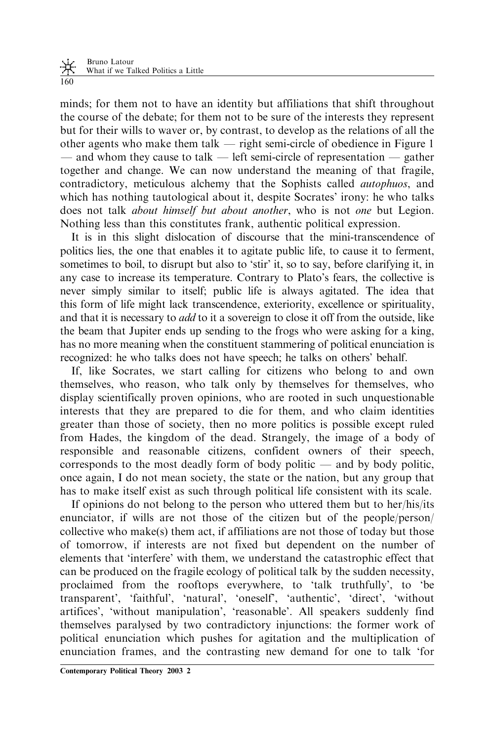minds; for them not to have an identity but affiliations that shift throughout the course of the debate; for them not to be sure of the interests they represent but for their wills to waver or, by contrast, to develop as the relations of all the other agents who make them talk — right semi-circle of obedience in Figure 1 — and whom they cause to talk — left semi-circle of representation — gather together and change. We can now understand the meaning of that fragile, contradictory, meticulous alchemy that the Sophists called *autophuos*, and which has nothing tautological about it, despite Socrates' irony: he who talks does not talk *about himself but about another*, who is not *one* but Legion. Nothing less than this constitutes frank, authentic political expression.

It is in this slight dislocation of discourse that the mini-transcendence of politics lies, the one that enables it to agitate public life, to cause it to ferment, sometimes to boil, to disrupt but also to 'stir' it, so to say, before clarifying it, in any case to increase its temperature. Contrary to Plato's fears, the collective is never simply similar to itself; public life is always agitated. The idea that this form of life might lack transcendence, exteriority, excellence or spirituality, and that it is necessary to *add* to it a sovereign to close it off from the outside, like the beam that Jupiter ends up sending to the frogs who were asking for a king, has no more meaning when the constituent stammering of political enunciation is recognized: he who talks does not have speech; he talks on others' behalf.

If, like Socrates, we start calling for citizens who belong to and own themselves, who reason, who talk only by themselves for themselves, who display scientifically proven opinions, who are rooted in such unquestionable interests that they are prepared to die for them, and who claim identities greater than those of society, then no more politics is possible except ruled from Hades, the kingdom of the dead. Strangely, the image of a body of responsible and reasonable citizens, confident owners of their speech, corresponds to the most deadly form of body politic — and by body politic, once again, I do not mean society, the state or the nation, but any group that has to make itself exist as such through political life consistent with its scale.

If opinions do not belong to the person who uttered them but to her/his/its enunciator, if wills are not those of the citizen but of the people/person/collective who make(s) them act, if affiliations are not those of today but those of tomorrow, if interests are not fixed but dependent on the number of elements that 'interfere' with them, we understand the catastrophic effect that can be produced on the fragile ecology of political talk by the sudden necessity, proclaimed from the rooftops everywhere, to 'talk truthfully', to 'be transparent', 'faithful', 'natural', 'oneself', 'authentic', 'direct', 'without artifices', 'without manipulation', 'reasonable'. All speakers suddenly find themselves paralysed by two contradictory injunctions: the former work of political enunciation which pushes for agitation and the multiplication of enunciation frames, and the contrasting new demand for one to talk 'for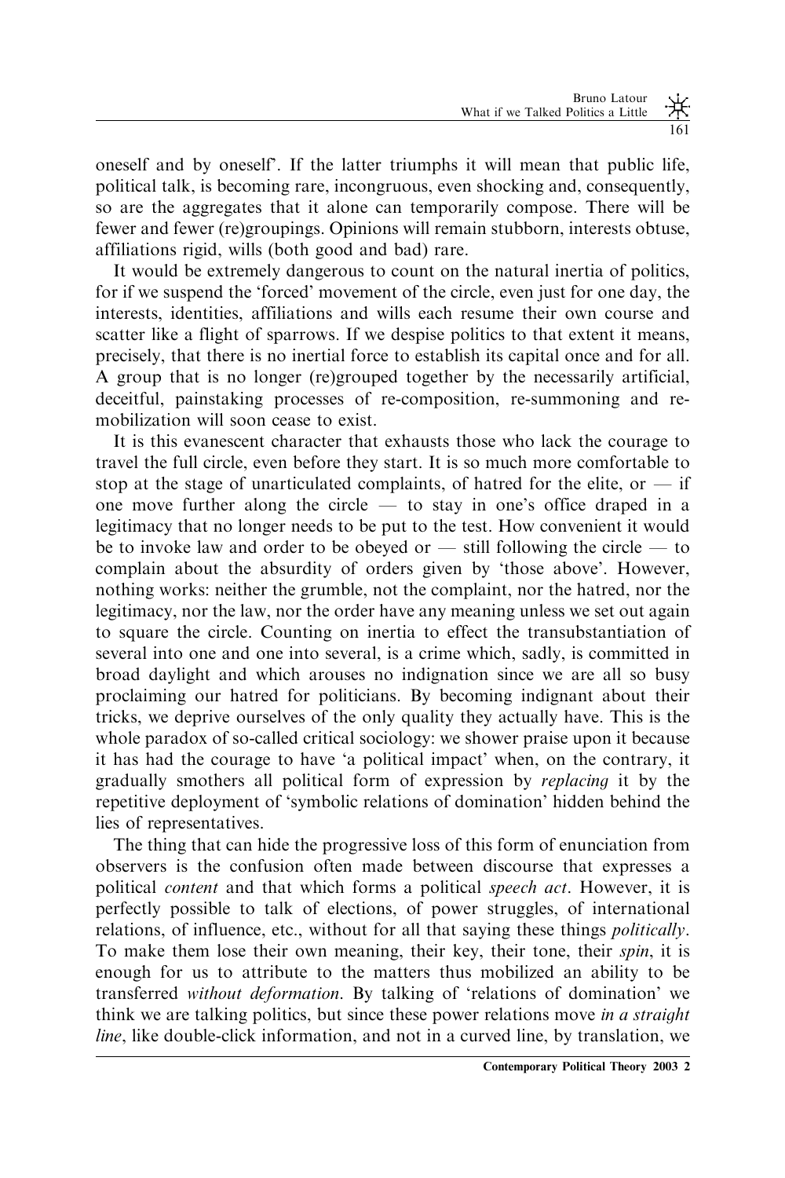oneself and by oneself'. If the latter triumphs it will mean that public life, political talk, is becoming rare, incongruous, even shocking and, consequently, so are the aggregates that it alone can temporarily compose. There will be fewer and fewer (re)groupings. Opinions will remain stubborn, interests obtuse, affiliations rigid, wills (both good and bad) rare.

It would be extremely dangerous to count on the natural inertia of politics, for if we suspend the 'forced' movement of the circle, even just for one day, the interests, identities, affiliations and wills each resume their own course and scatter like a flight of sparrows. If we despise politics to that extent it means, precisely, that there is no inertial force to establish its capital once and for all. A group that is no longer (re)grouped together by the necessarily artificial, deceitful, painstaking processes of re-composition, re-summoning and re-mobilization will soon cease to exist.

It is this evanescent character that exhausts those who lack the courage to travel the full circle, even before they start. It is so much more comfortable to stop at the stage of unarticulated complaints, of hatred for the elite, or — if one move further along the circle — to stay in one's office draped in a legitimacy that no longer needs to be put to the test. How convenient it would be to invoke law and order to be obeyed or — still following the circle — to complain about the absurdity of orders given by 'those above'. However, nothing works: neither the grumble, not the complaint, nor the hatred, nor the legitimacy, nor the law, nor the order have any meaning unless we set out again to square the circle. Counting on inertia to effect the transubstantiation of several into one and one into several, is a crime which, sadly, is committed in broad daylight and which arouses no indignation since we are all so busy proclaiming our hatred for politicians. By becoming indignant about their tricks, we deprive ourselves of the only quality they actually have. This is the whole paradox of so-called critical sociology: we shower praise upon it because it has had the courage to have 'a political impact' when, on the contrary, it gradually smothers all political form of expression by *replacing* it by the repetitive deployment of 'symbolic relations of domination' hidden behind the lies of representatives.

The thing that can hide the progressive loss of this form of enunciation from observers is the confusion often made between discourse that expresses a political *content* and that which forms a political *speech act*. However, it is perfectly possible to talk of elections, of power struggles, of international relations, of influence, etc., without for all that saying these things *politically*. To make them lose their own meaning, their key, their tone, their *spin*, it is enough for us to attribute to the matters thus mobilized an ability to be transferred *without deformation*. By talking of 'relations of domination' we think we are talking politics, but since these power relations move *in a straight line*, like double-click information, and not in a curved line, by translation, we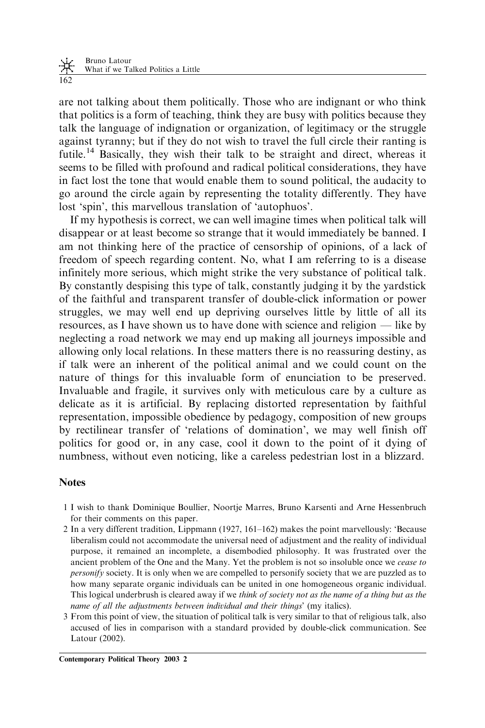are not talking about them politically. Those who are indignant or who think that politics is a form of teaching, think they are busy with politics because they talk the language of indignation or organization, of legitimacy or the struggle against tyranny; but if they do not wish to travel the full circle their ranting is futile.[14] Basically, they wish their talk to be straight and direct, whereas it seems to be filled with profound and radical political considerations, they have in fact lost the tone that would enable them to sound political, the audacity to go around the circle again by representing the totality differently. They have lost 'spin', this marvellous translation of 'autophuos'.

If my hypothesis is correct, we can well imagine times when political talk will disappear or at least become so strange that it would immediately be banned. I am not thinking here of the practice of censorship of opinions, of a lack of freedom of speech regarding content. No, what I am referring to is a disease infinitely more serious, which might strike the very substance of political talk. By constantly despising this type of talk, constantly judging it by the yardstick of the faithful and transparent transfer of double-click information or power struggles, we may well end up depriving ourselves little by little of all its resources, as I have shown us to have done with science and religion — like by neglecting a road network we may end up making all journeys impossible and allowing only local relations. In these matters there is no reassuring destiny, as if talk were an inherent of the political animal and we could count on the nature of things for this invaluable form of enunciation to be preserved. Invaluable and fragile, it survives only with meticulous care by a culture as delicate as it is artificial. By replacing distorted representation by faithful representation, impossible obedience by pedagogy, composition of new groups by rectilinear transfer of 'relations of domination', we may well finish off politics for good or, in any case, cool it down to the point of it dying of numbness, without even noticing, like a careless pedestrian lost in a blizzard.

## Notes

1 I wish to thank Dominique Boullier, Noortje Marres, Bruno Karsenti and Arne Hessenbruch for their comments on this paper.

2 In a very different tradition, Lippmann (1927, 161–162) makes the point marvellously: 'Because liberalism could not accommodate the universal need of adjustment and the reality of individual purpose, it remained an incomplete, a disembodied philosophy. It was frustrated over the ancient problem of the One and the Many. Yet the problem is not so insoluble once we *cease to personify* society. It is only when we are compelled to personify society that we are puzzled as to how many separate organic individuals can be united in one homogeneous organic individual. This logical underbrush is cleared away if we *think of society not as the name of a thing but as the name of all the adjustments between individual and their things*' (my italics).

3 From this point of view, the situation of political talk is very similar to that of religious talk, also accused of lies in comparison with a standard provided by double-click communication. See Latour (2002).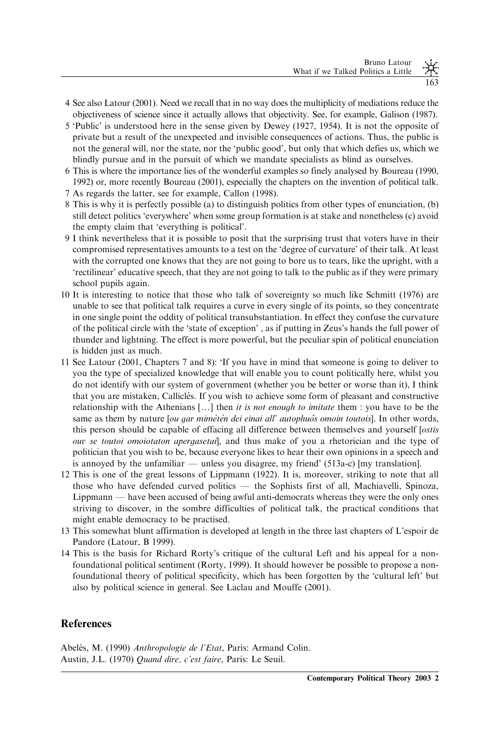4 See also Latour (2001). Need we recall that in no way does the multiplicity of mediations reduce the objectiveness of science since it actually allows that objectivity. See, for example, Galison (1987).

5 'Public' is understood here in the sense given by Dewey (1927, 1954). It is not the opposite of private but a result of the unexpected and invisible consequences of actions. Thus, the public is not the general will, nor the state, nor the 'public good', but only that which defies us, which we blindly pursue and in the pursuit of which we mandate specialists as blind as ourselves.

6 This is where the importance lies of the wonderful examples so finely analysed by Boureau (1990, 1992) or, more recently Boureau (2001), especially the chapters on the invention of political talk.

7 As regards the latter, see for example, Callon (1998).

8 This is why it is perfectly possible (a) to distinguish politics from other types of enunciation, (b) still detect politics 'everywhere' when some group formation is at stake and nonetheless (c) avoid the empty claim that 'everything is political'.

9 I think nevertheless that it is possible to posit that the surprising trust that voters have in their compromised representatives amounts to a test on the 'degree of curvature' of their talk. At least with the corrupted one knows that they are not going to bore us to tears, like the upright, with a 'rectilinear' educative speech, that they are not going to talk to the public as if they were primary school pupils again.

10 It is interesting to notice that those who talk of sovereignty so much like Schmitt (1976) are unable to see that political talk requires a curve in every single of its points, so they concentrate in one single point the oddity of political transubstantiation. In effect they confuse the curvature of the political circle with the 'state of exception' , as if putting in Zeus's hands the full power of thunder and lightning. The effect is more powerful, but the peculiar spin of political enunciation is hidden just as much.

11 See Latour (2001, Chapters 7 and 8): 'If you have in mind that someone is going to deliver to you the type of specialized knowledge that will enable you to count politically here, whilst you do not identify with our system of government (whether you be better or worse than it), I think that you are mistaken, Calliclès. If you wish to achieve some form of pleasant and constructive relationship with the Athenians […] then *it is not enough to imitate* them : you have to be the same as them by nature [*ou gar mimètèn dei einai all' autophuôs omoin toutois*]. In other words, this person should be capable of effacing all difference between themselves and yourself [*ostis ouv se toutoi omoiotaton apergasetai*], and thus make of you a rhetorician and the type of politician that you wish to be, because everyone likes to hear their own opinions in a speech and is annoyed by the unfamiliar — unless you disagree, my friend' (513a-c) [my translation].

12 This is one of the great lessons of Lippmann (1922). It is, moreover, striking to note that all those who have defended curved politics — the Sophists first of all, Machiavelli, Spinoza, Lippmann — have been accused of being awful anti-democrats whereas they were the only ones striving to discover, in the sombre difficulties of political talk, the practical conditions that might enable democracy to be practised.

13 This somewhat blunt affirmation is developed at length in the three last chapters of L'espoir de Pandore (Latour, B 1999).

14 This is the basis for Richard Rorty's critique of the cultural Left and his appeal for a non-foundational political sentiment (Rorty, 1999). It should however be possible to propose a non-foundational theory of political specificity, which has been forgotten by the 'cultural left' but also by political science in general. See Laclau and Mouffe (2001).

## References

Abelès, M. (1990) *Anthropologie de l'Etat*, Paris: Armand Colin.

Austin, J.L. (1970) *Quand dire, c'est faire*, Paris: Le Seuil.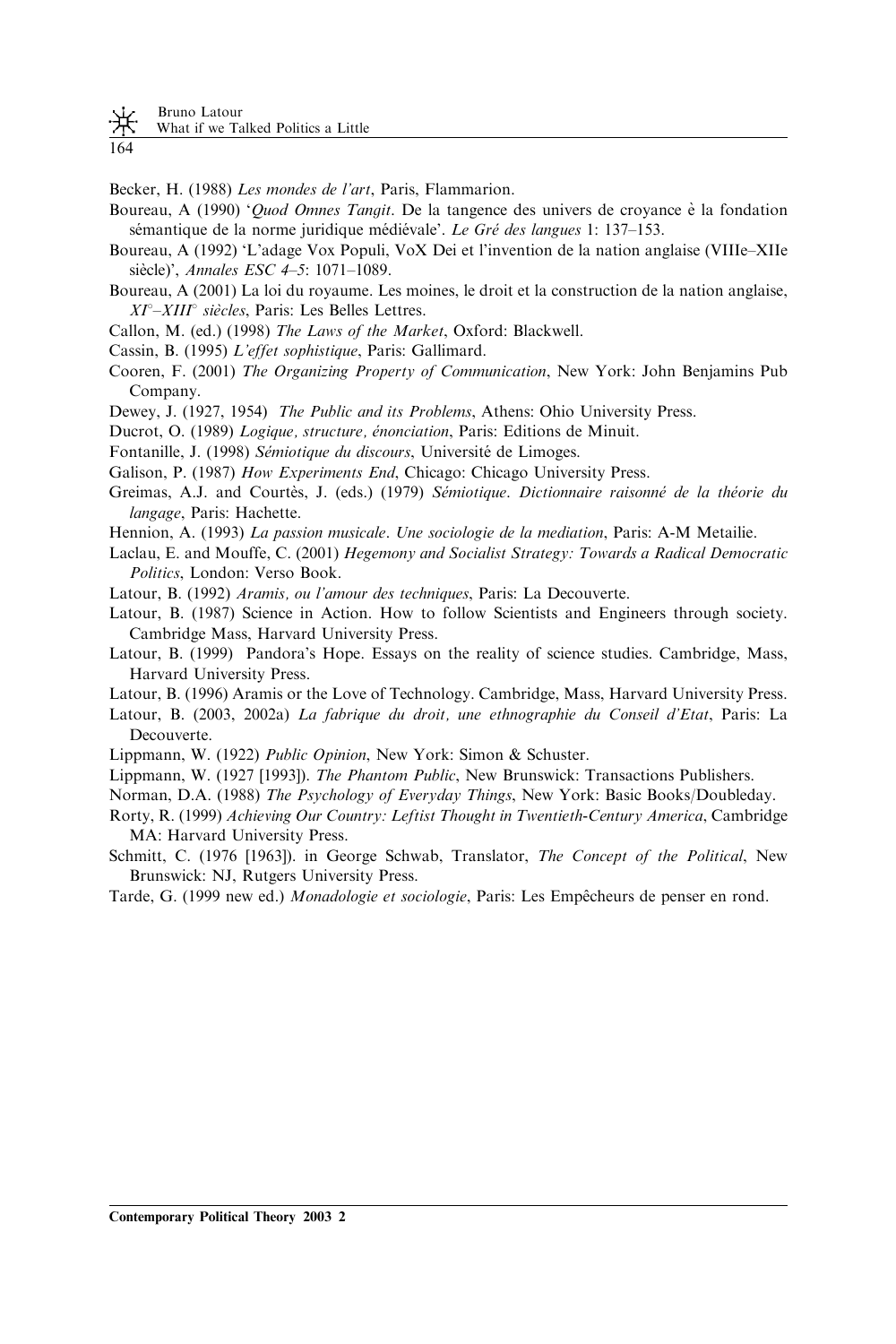Becker, H. (1988) *Les mondes de l'art*, Paris, Flammarion.

Boureau, A (1990) '*Quod Omnes Tangit*. De la tangence des univers de croyance è la fondation sémantique de la norme juridique médiévale'. *Le Gré des langues* 1: 137–153.

Boureau, A (1992) 'L'adage Vox Populi, VoX Dei et l'invention de la nation anglaise (VIIIe–XIIe siècle)', *Annales ESC 4–5*: 1071–1089.

Boureau, A (2001) La loi du royaume. Les moines, le droit et la construction de la nation anglaise, *XI°–XIII° siècles*, Paris: Les Belles Lettres.

Callon, M. (ed.) (1998) *The Laws of the Market*, Oxford: Blackwell.

Cassin, B. (1995) *L'effet sophistique*, Paris: Gallimard.

Cooren, F. (2001) *The Organizing Property of Communication*, New York: John Benjamins Pub Company.

Dewey, J. (1927, 1954) *The Public and its Problems*, Athens: Ohio University Press.

Ducrot, O. (1989) *Logique, structure, énonciation*, Paris: Editions de Minuit.

Fontanille, J. (1998) *Sémiotique du discours*, Université de Limoges.

Galison, P. (1987) *How Experiments End*, Chicago: Chicago University Press.

Greimas, A.J. and Courtès, J. (eds.) (1979) *Sémiotique. Dictionnaire raisonné de la théorie du langage*, Paris: Hachette.

Hennion, A. (1993) *La passion musicale. Une sociologie de la mediation*, Paris: A-M Metailie.

Laclau, E. and Mouffe, C. (2001) *Hegemony and Socialist Strategy: Towards a Radical Democratic Politics*, London: Verso Book.

Latour, B. (1992) *Aramis, ou l'amour des techniques*, Paris: La Decouverte.

Latour, B. (1987) Science in Action. How to follow Scientists and Engineers through society. Cambridge Mass, Harvard University Press.

Latour, B. (1999) Pandora's Hope. Essays on the reality of science studies. Cambridge, Mass, Harvard University Press.

Latour, B. (1996) Aramis or the Love of Technology. Cambridge, Mass, Harvard University Press.

Latour, B. (2003, 2002a) *La fabrique du droit, une ethnographie du Conseil d'Etat*, Paris: La Decouverte.

Lippmann, W. (1922) *Public Opinion*, New York: Simon & Schuster.

Lippmann, W. (1927 [1993]). *The Phantom Public*, New Brunswick: Transactions Publishers.

Norman, D.A. (1988) *The Psychology of Everyday Things*, New York: Basic Books/Doubleday.

Rorty, R. (1999) *Achieving Our Country: Leftist Thought in Twentieth-Century America*, Cambridge MA: Harvard University Press.

Schmitt, C. (1976 [1963]). in George Schwab, Translator, *The Concept of the Political*, New Brunswick: NJ, Rutgers University Press.

Tarde, G. (1999 new ed.) *Monadologie et sociologie*, Paris: Les Empêcheurs de penser en rond.